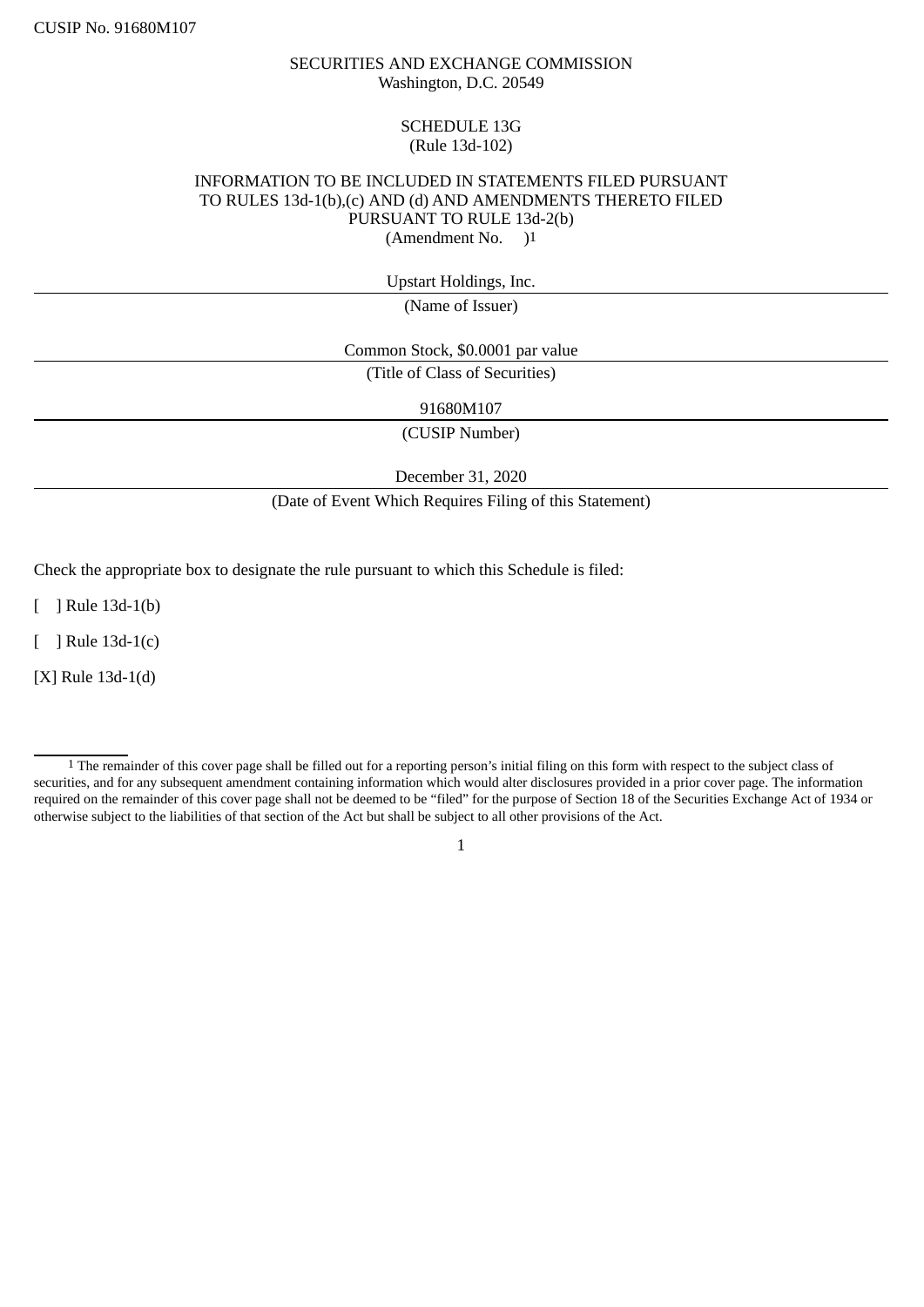CUSIP No. 91680M107

SECURITIES AND EXCHANGE COMMISSION
Washington, D.C. 20549

SCHEDULE 13G
(Rule 13d-102)

INFORMATION TO BE INCLUDED IN STATEMENTS FILED PURSUANT TO RULES 13d-1(b),(c) AND (d) AND AMENDMENTS THERETO FILED PURSUANT TO RULE 13d-2(b)
(Amendment No. )[1]

Upstart Holdings, Inc.

(Name of Issuer)

Common Stock, $0.0001 par value

(Title of Class of Securities)

91680M107

(CUSIP Number)

December 31, 2020

(Date of Event Which Requires Filing of this Statement)

Check the appropriate box to designate the rule pursuant to which this Schedule is filed:

[ ] Rule 13d-1(b)

[ ] Rule 13d-1(c)

[X] Rule 13d-1(d)

---

[1] The remainder of this cover page shall be filled out for a reporting person's initial filing on this form with respect to the subject class of securities, and for any subsequent amendment containing information which would alter disclosures provided in a prior cover page. The information required on the remainder of this cover page shall not be deemed to be "filed" for the purpose of Section 18 of the Securities Exchange Act of 1934 or otherwise subject to the liabilities of that section of the Act but shall be subject to all other provisions of the Act.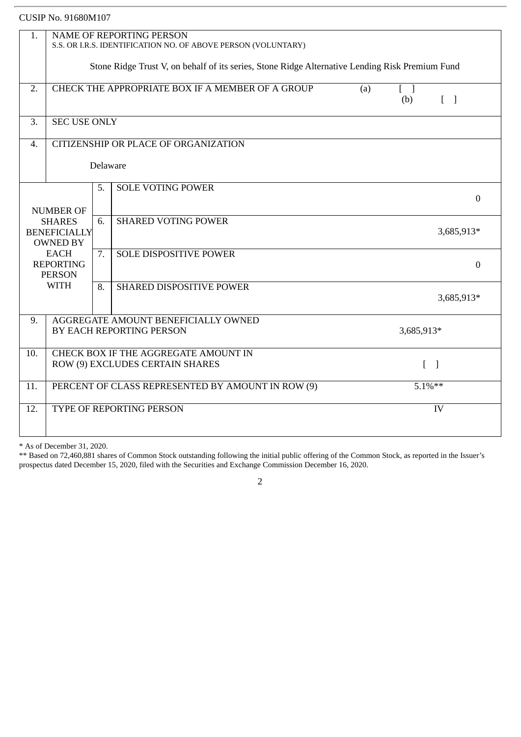CUSIP No. 91680M107

| | | | |
|---|---|---|---|
| 1. | NAME OF REPORTING PERSON<br>S.S. OR I.R.S. IDENTIFICATION NO. OF ABOVE PERSON (VOLUNTARY)<br><br>Stone Ridge Trust V, on behalf of its series, Stone Ridge Alternative Lending Risk Premium Fund | | |
| 2. | CHECK THE APPROPRIATE BOX IF A MEMBER OF A GROUP | (a) [ ]<br>(b) [ ] | |
| 3. | SEC USE ONLY | | |
| 4. | CITIZENSHIP OR PLACE OF ORGANIZATION<br><br>Delaware | | |
| NUMBER OF SHARES BENEFICIALLY OWNED BY EACH REPORTING PERSON WITH | 5. | SOLE VOTING POWER | 0 |
| | 6. | SHARED VOTING POWER | 3,685,913* |
| | 7. | SOLE DISPOSITIVE POWER | 0 |
| | 8. | SHARED DISPOSITIVE POWER | 3,685,913* |
| 9. | AGGREGATE AMOUNT BENEFICIALLY OWNED BY EACH REPORTING PERSON | | 3,685,913* |
| 10. | CHECK BOX IF THE AGGREGATE AMOUNT IN ROW (9) EXCLUDES CERTAIN SHARES | | [ ] |
| 11. | PERCENT OF CLASS REPRESENTED BY AMOUNT IN ROW (9) | | 5.1%** |
| 12. | TYPE OF REPORTING PERSON | | IV |

* As of December 31, 2020.

** Based on 72,460,881 shares of Common Stock outstanding following the initial public offering of the Common Stock, as reported in the Issuer's prospectus dated December 15, 2020, filed with the Securities and Exchange Commission December 16, 2020.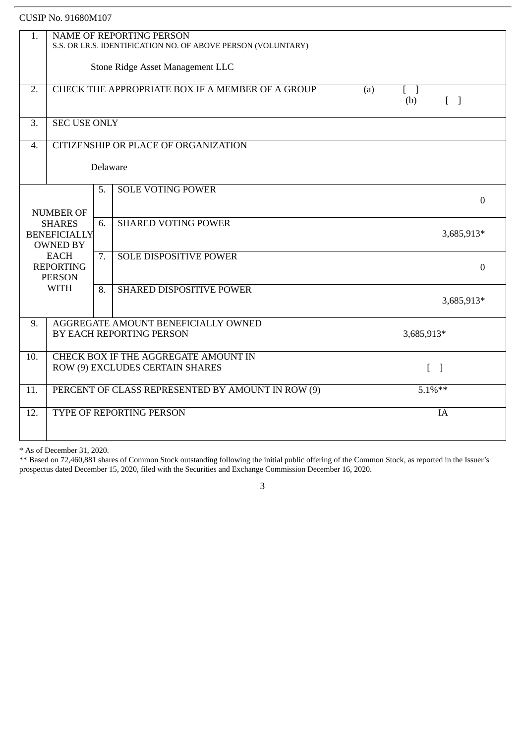CUSIP No. 91680M107

| | | | |
|---|---|---|---|
| 1. | NAME OF REPORTING PERSON<br>S.S. OR I.R.S. IDENTIFICATION NO. OF ABOVE PERSON (VOLUNTARY)<br><br>Stone Ridge Asset Management LLC | | |
| 2. | CHECK THE APPROPRIATE BOX IF A MEMBER OF A GROUP | | (a) [ ]<br>(b) [ ] |
| 3. | SEC USE ONLY | | |
| 4. | CITIZENSHIP OR PLACE OF ORGANIZATION<br><br>Delaware | | |
| NUMBER OF SHARES BENEFICIALLY OWNED BY EACH REPORTING PERSON WITH | 5. | SOLE VOTING POWER | 0 |
| | 6. | SHARED VOTING POWER | 3,685,913* |
| | 7. | SOLE DISPOSITIVE POWER | 0 |
| | 8. | SHARED DISPOSITIVE POWER | 3,685,913* |
| 9. | AGGREGATE AMOUNT BENEFICIALLY OWNED BY EACH REPORTING PERSON | | 3,685,913* |
| 10. | CHECK BOX IF THE AGGREGATE AMOUNT IN ROW (9) EXCLUDES CERTAIN SHARES | | [ ] |
| 11. | PERCENT OF CLASS REPRESENTED BY AMOUNT IN ROW (9) | | 5.1%** |
| 12. | TYPE OF REPORTING PERSON | | IA |

* As of December 31, 2020.

** Based on 72,460,881 shares of Common Stock outstanding following the initial public offering of the Common Stock, as reported in the Issuer's prospectus dated December 15, 2020, filed with the Securities and Exchange Commission December 16, 2020.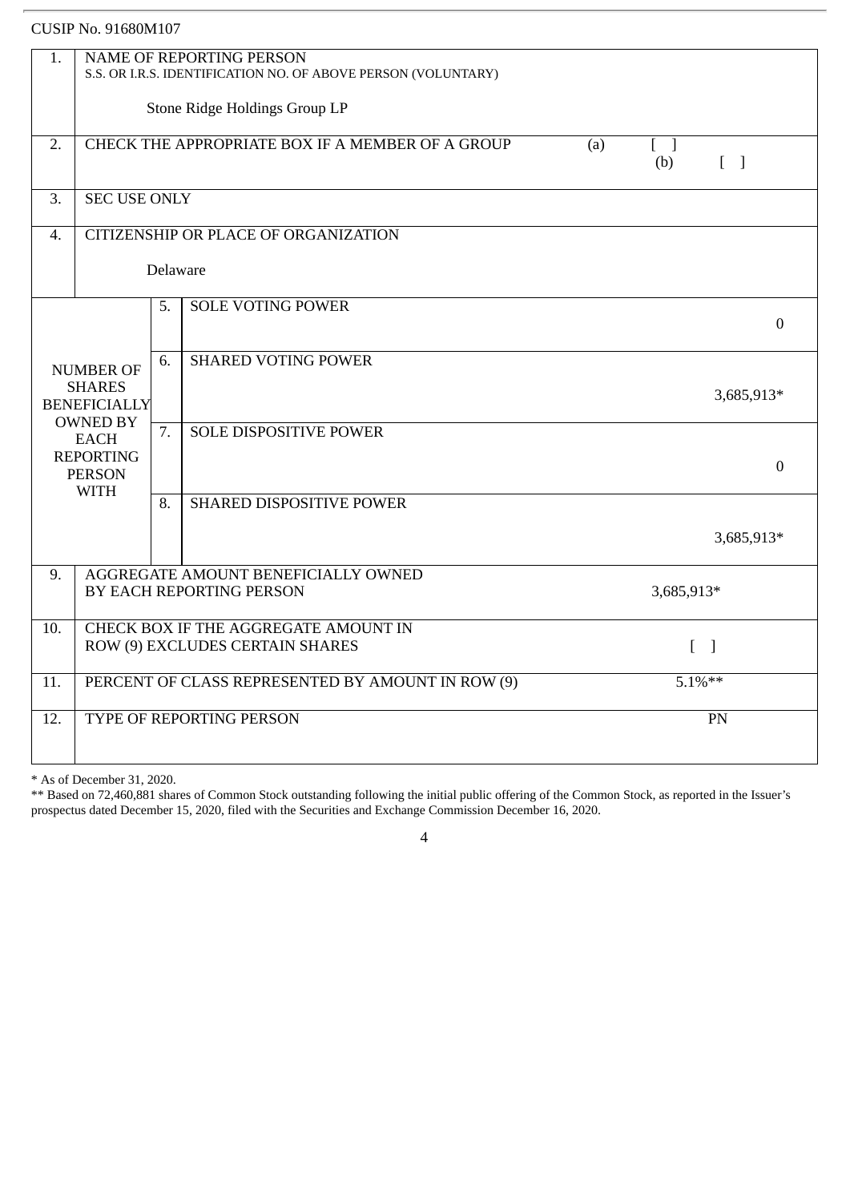CUSIP No. 91680M107

| 1. | NAME OF REPORTING PERSON<br>S.S. OR I.R.S. IDENTIFICATION NO. OF ABOVE PERSON (VOLUNTARY)<br><br>Stone Ridge Holdings Group LP | | |
|---|---|---|---|
| 2. | CHECK THE APPROPRIATE BOX IF A MEMBER OF A GROUP | | (a) [ ]<br>(b) [ ] |
| 3. | SEC USE ONLY | | |
| 4. | CITIZENSHIP OR PLACE OF ORGANIZATION<br><br>Delaware | | |
| NUMBER OF SHARES BENEFICIALLY OWNED BY EACH REPORTING PERSON WITH | 5. | SOLE VOTING POWER | 0 |
| | 6. | SHARED VOTING POWER | 3,685,913* |
| | 7. | SOLE DISPOSITIVE POWER | 0 |
| | 8. | SHARED DISPOSITIVE POWER | 3,685,913* |
| 9. | AGGREGATE AMOUNT BENEFICIALLY OWNED BY EACH REPORTING PERSON | | 3,685,913* |
| 10. | CHECK BOX IF THE AGGREGATE AMOUNT IN ROW (9) EXCLUDES CERTAIN SHARES | | [ ] |
| 11. | PERCENT OF CLASS REPRESENTED BY AMOUNT IN ROW (9) | | 5.1%** |
| 12. | TYPE OF REPORTING PERSON | | PN |

* As of December 31, 2020.

** Based on 72,460,881 shares of Common Stock outstanding following the initial public offering of the Common Stock, as reported in the Issuer's prospectus dated December 15, 2020, filed with the Securities and Exchange Commission December 16, 2020.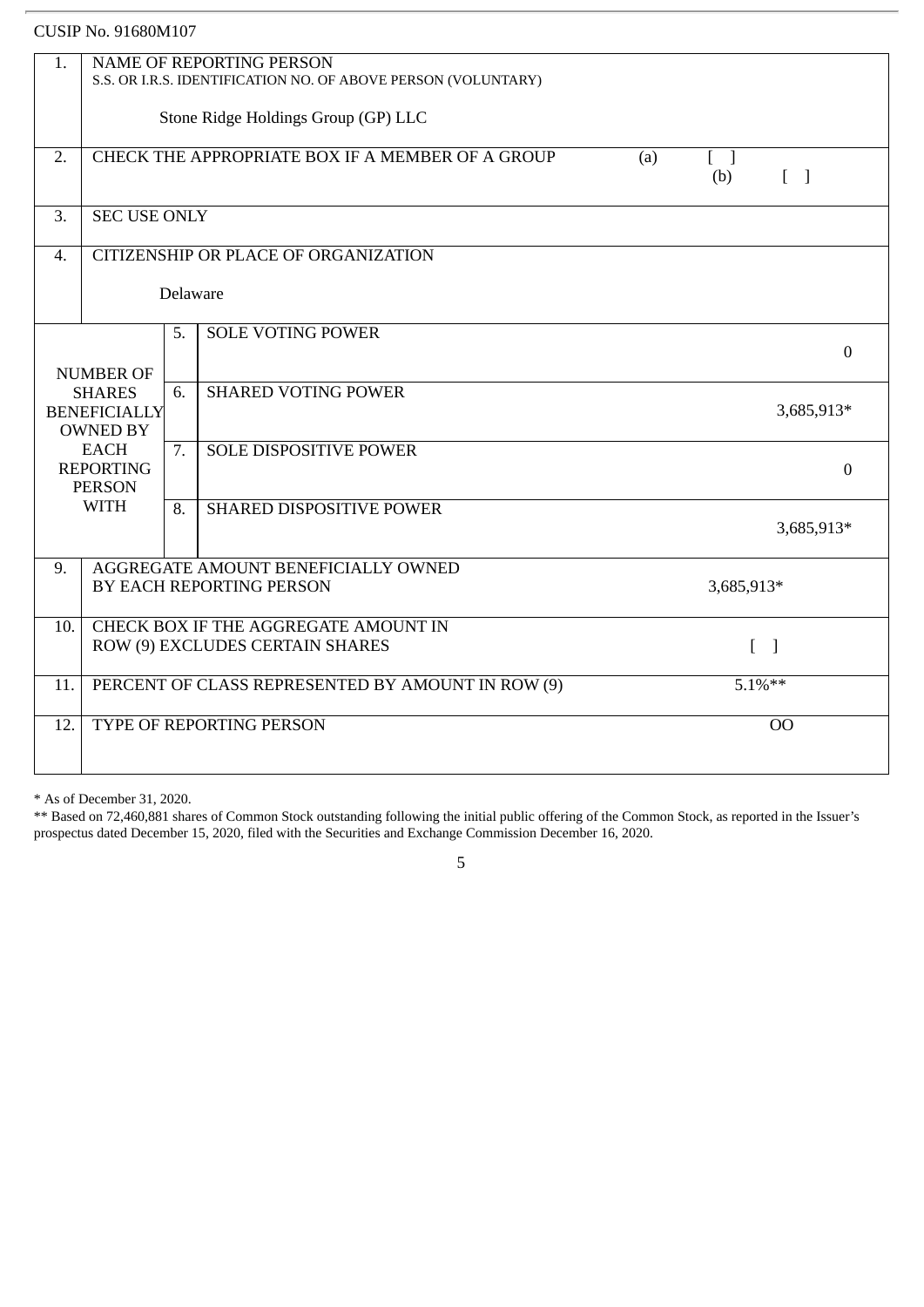CUSIP No. 91680M107

| 1. | NAME OF REPORTING PERSON<br>S.S. OR I.R.S. IDENTIFICATION NO. OF ABOVE PERSON (VOLUNTARY)<br><br>Stone Ridge Holdings Group (GP) LLC | | |
|---|---|---|---|
| 2. | CHECK THE APPROPRIATE BOX IF A MEMBER OF A GROUP | | (a) [ ]<br>(b) [ ] |
| 3. | SEC USE ONLY | | |
| 4. | CITIZENSHIP OR PLACE OF ORGANIZATION<br><br>Delaware | | |
| NUMBER OF SHARES BENEFICIALLY OWNED BY EACH REPORTING PERSON WITH | 5. | SOLE VOTING POWER | 0 |
| | 6. | SHARED VOTING POWER | 3,685,913* |
| | 7. | SOLE DISPOSITIVE POWER | 0 |
| | 8. | SHARED DISPOSITIVE POWER | 3,685,913* |
| 9. | AGGREGATE AMOUNT BENEFICIALLY OWNED BY EACH REPORTING PERSON | | 3,685,913* |
| 10. | CHECK BOX IF THE AGGREGATE AMOUNT IN ROW (9) EXCLUDES CERTAIN SHARES | | [ ] |
| 11. | PERCENT OF CLASS REPRESENTED BY AMOUNT IN ROW (9) | | 5.1%** |
| 12. | TYPE OF REPORTING PERSON | | OO |

* As of December 31, 2020.

** Based on 72,460,881 shares of Common Stock outstanding following the initial public offering of the Common Stock, as reported in the Issuer's prospectus dated December 15, 2020, filed with the Securities and Exchange Commission December 16, 2020.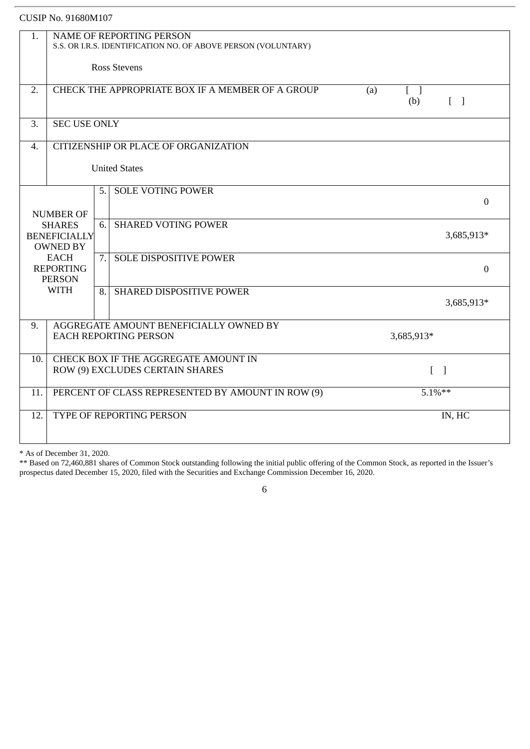CUSIP No. 91680M107

| | | | |
|---|---|---|---|
| 1. | NAME OF REPORTING PERSON<br>S.S. OR I.R.S. IDENTIFICATION NO. OF ABOVE PERSON (VOLUNTARY)<br><br>Ross Stevens | | |
| 2. | CHECK THE APPROPRIATE BOX IF A MEMBER OF A GROUP | | (a) [ ]<br>(b) [ ] |
| 3. | SEC USE ONLY | | |
| 4. | CITIZENSHIP OR PLACE OF ORGANIZATION<br><br>United States | | |
| NUMBER OF SHARES BENEFICIALLY OWNED BY EACH REPORTING PERSON WITH | 5. | SOLE VOTING POWER | 0 |
| | 6. | SHARED VOTING POWER | 3,685,913* |
| | 7. | SOLE DISPOSITIVE POWER | 0 |
| | 8. | SHARED DISPOSITIVE POWER | 3,685,913* |
| 9. | AGGREGATE AMOUNT BENEFICIALLY OWNED BY EACH REPORTING PERSON | | 3,685,913* |
| 10. | CHECK BOX IF THE AGGREGATE AMOUNT IN ROW (9) EXCLUDES CERTAIN SHARES | | [ ] |
| 11. | PERCENT OF CLASS REPRESENTED BY AMOUNT IN ROW (9) | | 5.1%** |
| 12. | TYPE OF REPORTING PERSON | | IN, HC |

* As of December 31, 2020.

** Based on 72,460,881 shares of Common Stock outstanding following the initial public offering of the Common Stock, as reported in the Issuer's prospectus dated December 15, 2020, filed with the Securities and Exchange Commission December 16, 2020.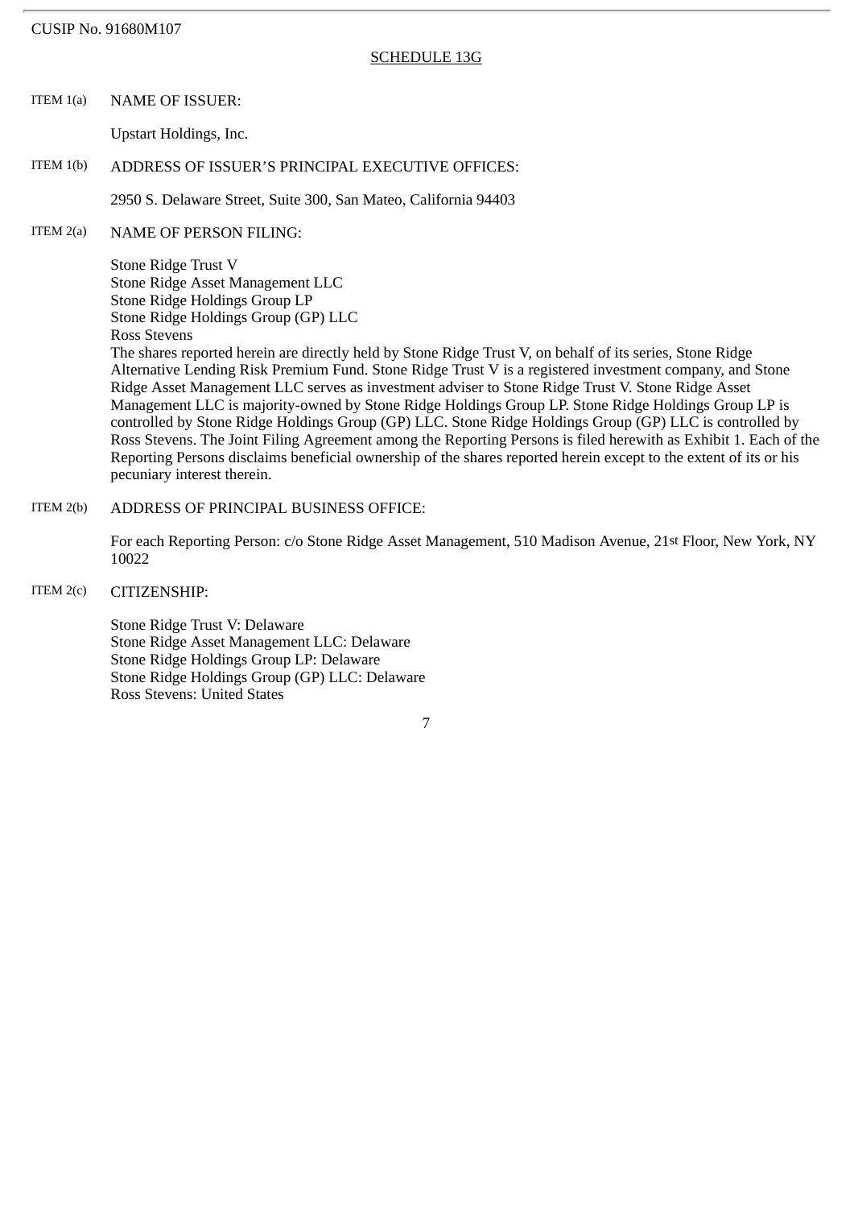CUSIP No. 91680M107

SCHEDULE 13G

ITEM 1(a) NAME OF ISSUER:

Upstart Holdings, Inc.

ITEM 1(b) ADDRESS OF ISSUER'S PRINCIPAL EXECUTIVE OFFICES:

2950 S. Delaware Street, Suite 300, San Mateo, California 94403

ITEM 2(a) NAME OF PERSON FILING:

Stone Ridge Trust V
Stone Ridge Asset Management LLC
Stone Ridge Holdings Group LP
Stone Ridge Holdings Group (GP) LLC
Ross Stevens

The shares reported herein are directly held by Stone Ridge Trust V, on behalf of its series, Stone Ridge Alternative Lending Risk Premium Fund. Stone Ridge Trust V is a registered investment company, and Stone Ridge Asset Management LLC serves as investment adviser to Stone Ridge Trust V. Stone Ridge Asset Management LLC is majority-owned by Stone Ridge Holdings Group LP. Stone Ridge Holdings Group LP is controlled by Stone Ridge Holdings Group (GP) LLC. Stone Ridge Holdings Group (GP) LLC is controlled by Ross Stevens. The Joint Filing Agreement among the Reporting Persons is filed herewith as Exhibit 1. Each of the Reporting Persons disclaims beneficial ownership of the shares reported herein except to the extent of its or his pecuniary interest therein.

ITEM 2(b) ADDRESS OF PRINCIPAL BUSINESS OFFICE:

For each Reporting Person: c/o Stone Ridge Asset Management, 510 Madison Avenue, 21st Floor, New York, NY 10022

ITEM 2(c) CITIZENSHIP:

Stone Ridge Trust V: Delaware
Stone Ridge Asset Management LLC: Delaware
Stone Ridge Holdings Group LP: Delaware
Stone Ridge Holdings Group (GP) LLC: Delaware
Ross Stevens: United States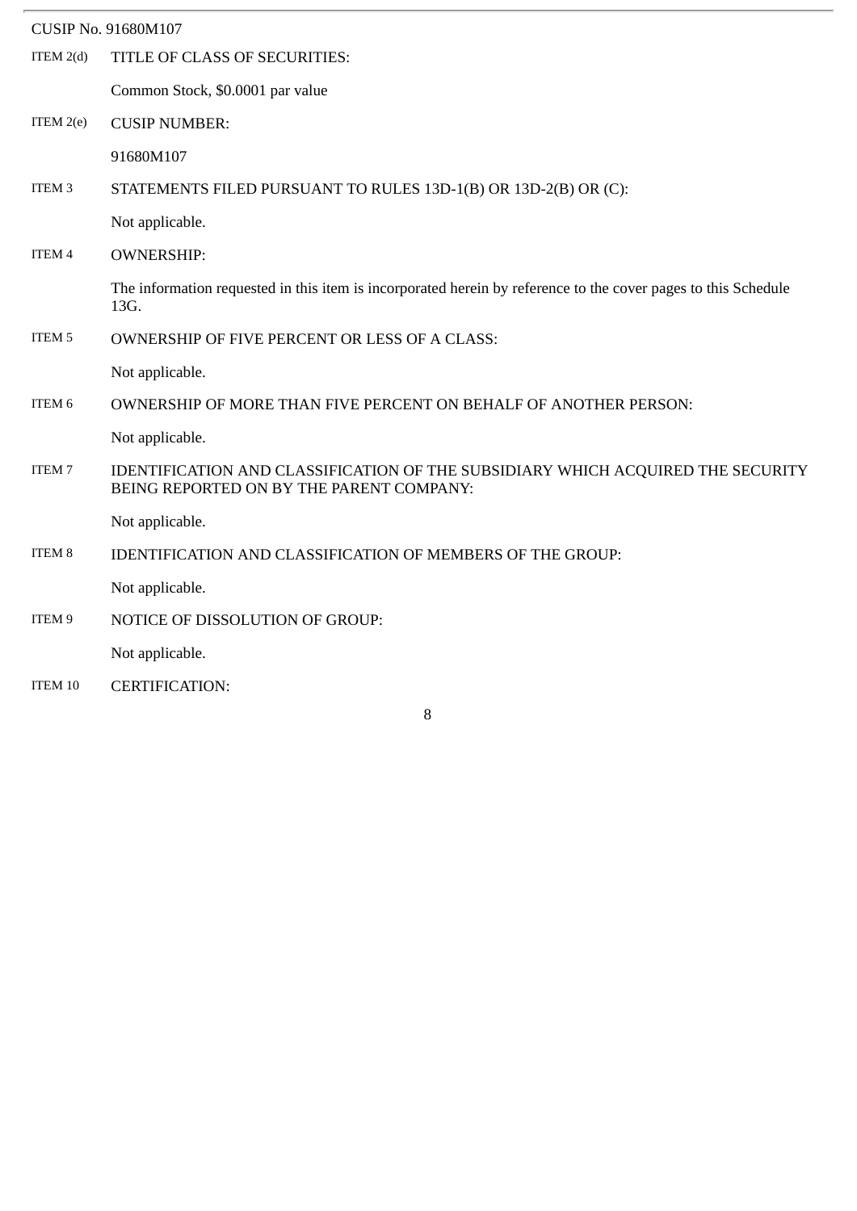CUSIP No. 91680M107

ITEM 2(d) TITLE OF CLASS OF SECURITIES:

Common Stock, $0.0001 par value

ITEM 2(e) CUSIP NUMBER:

91680M107

ITEM 3 STATEMENTS FILED PURSUANT TO RULES 13D-1(B) OR 13D-2(B) OR (C):

Not applicable.

ITEM 4 OWNERSHIP:

The information requested in this item is incorporated herein by reference to the cover pages to this Schedule 13G.

ITEM 5 OWNERSHIP OF FIVE PERCENT OR LESS OF A CLASS:

Not applicable.

ITEM 6 OWNERSHIP OF MORE THAN FIVE PERCENT ON BEHALF OF ANOTHER PERSON:

Not applicable.

ITEM 7 IDENTIFICATION AND CLASSIFICATION OF THE SUBSIDIARY WHICH ACQUIRED THE SECURITY BEING REPORTED ON BY THE PARENT COMPANY:

Not applicable.

ITEM 8 IDENTIFICATION AND CLASSIFICATION OF MEMBERS OF THE GROUP:

Not applicable.

ITEM 9 NOTICE OF DISSOLUTION OF GROUP:

Not applicable.

ITEM 10 CERTIFICATION: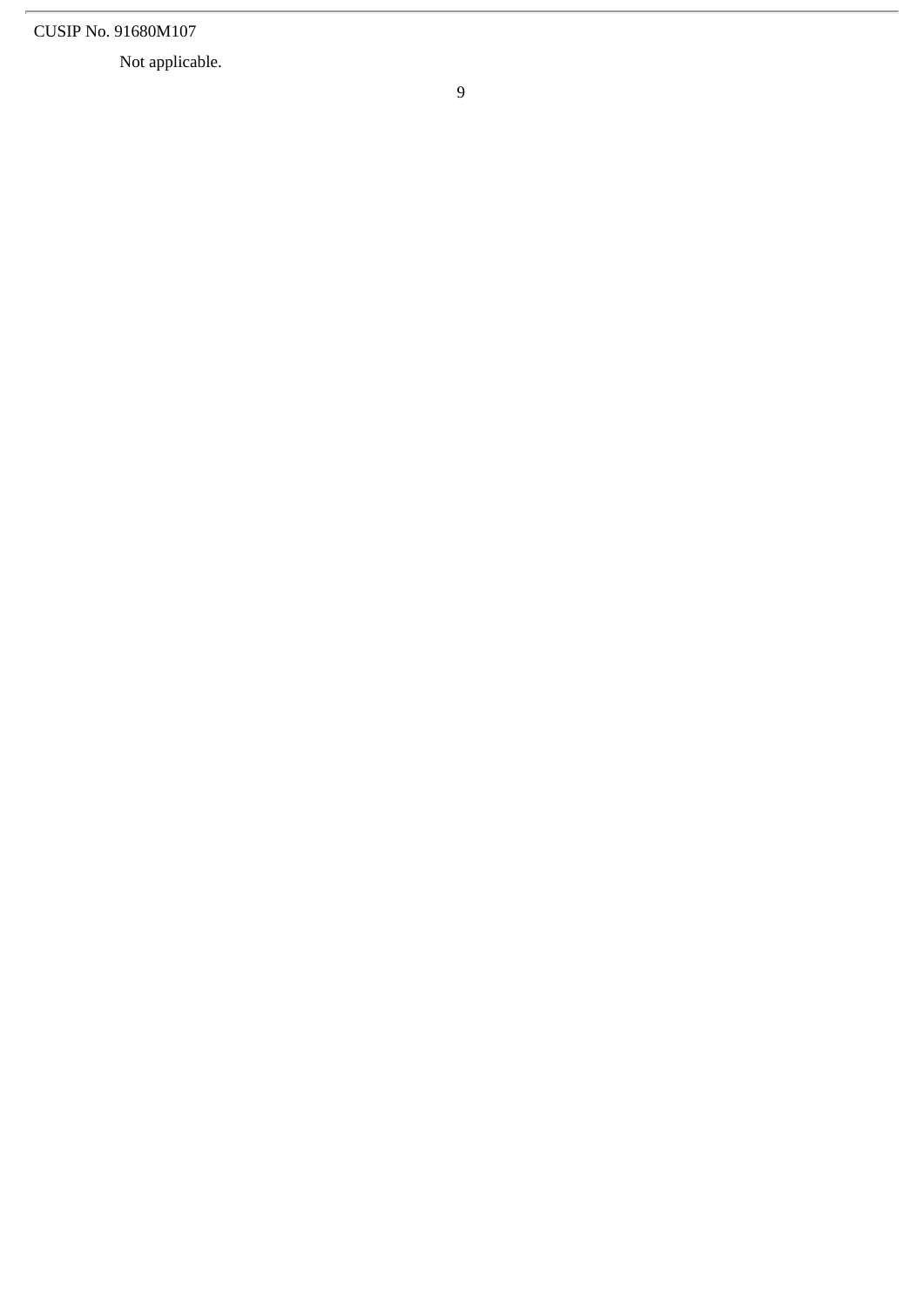CUSIP No. 91680M107

Not applicable.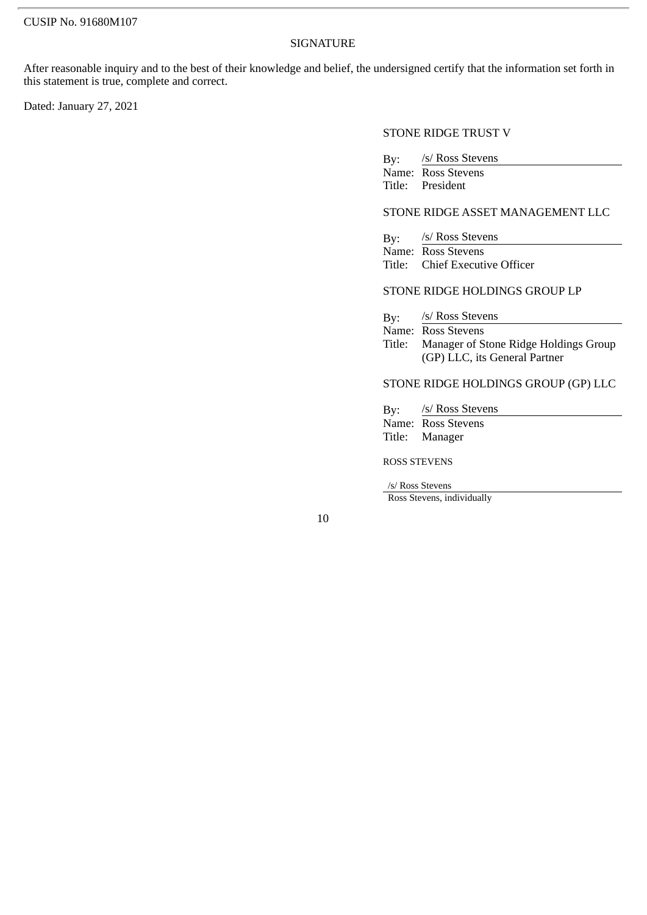CUSIP No. 91680M107

## SIGNATURE

After reasonable inquiry and to the best of their knowledge and belief, the undersigned certify that the information set forth in this statement is true, complete and correct.

Dated: January 27, 2021

STONE RIDGE TRUST V

By: /s/ Ross Stevens
Name: Ross Stevens
Title: President

STONE RIDGE ASSET MANAGEMENT LLC

By: /s/ Ross Stevens
Name: Ross Stevens
Title: Chief Executive Officer

STONE RIDGE HOLDINGS GROUP LP

By: /s/ Ross Stevens
Name: Ross Stevens
Title: Manager of Stone Ridge Holdings Group (GP) LLC, its General Partner

STONE RIDGE HOLDINGS GROUP (GP) LLC

By: /s/ Ross Stevens
Name: Ross Stevens
Title: Manager

ROSS STEVENS

/s/ Ross Stevens
Ross Stevens, individually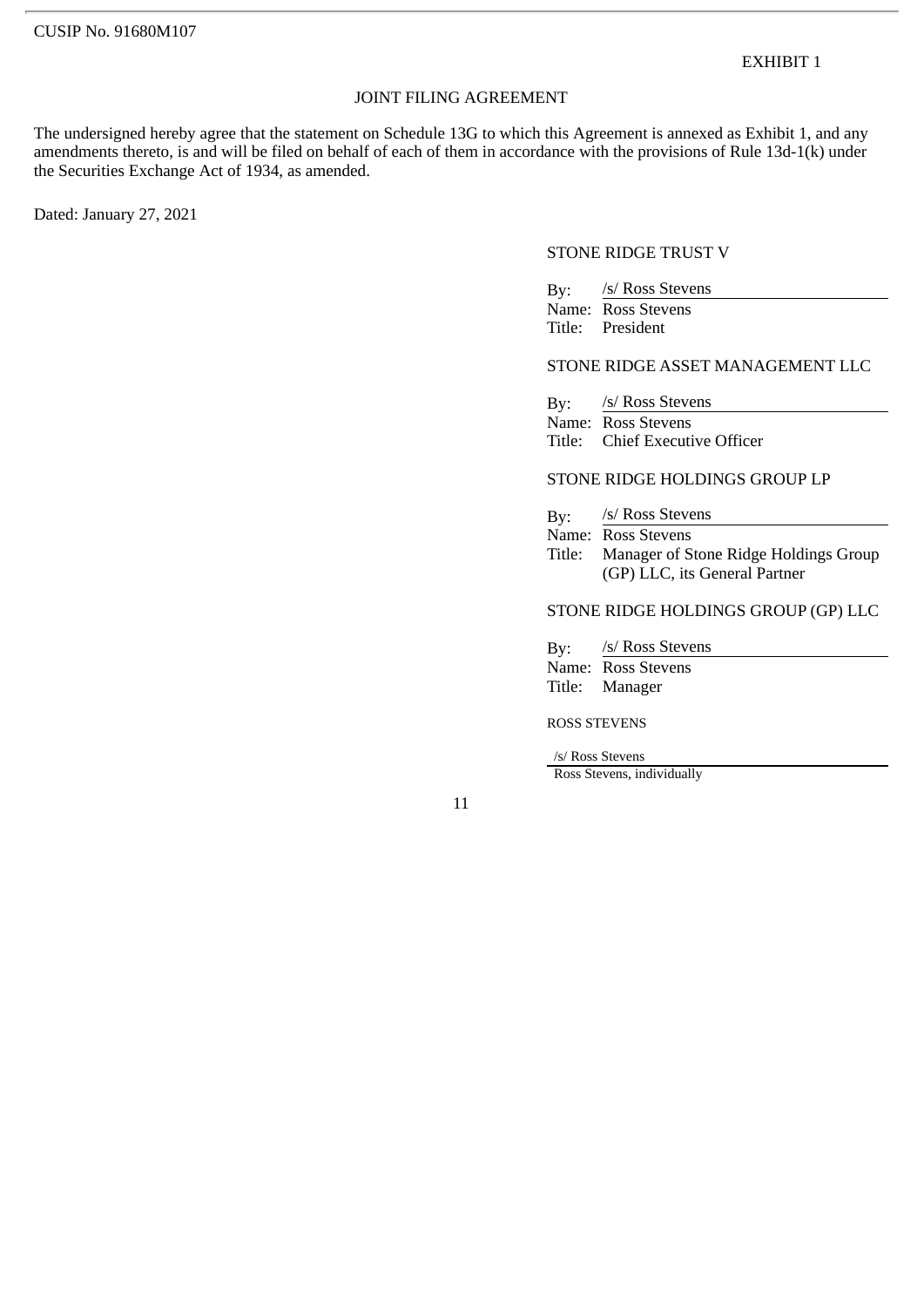CUSIP No. 91680M107

EXHIBIT 1

JOINT FILING AGREEMENT

The undersigned hereby agree that the statement on Schedule 13G to which this Agreement is annexed as Exhibit 1, and any amendments thereto, is and will be filed on behalf of each of them in accordance with the provisions of Rule 13d-1(k) under the Securities Exchange Act of 1934, as amended.

Dated: January 27, 2021

STONE RIDGE TRUST V

By: /s/ Ross Stevens
Name: Ross Stevens
Title: President

STONE RIDGE ASSET MANAGEMENT LLC

By: /s/ Ross Stevens
Name: Ross Stevens
Title: Chief Executive Officer

STONE RIDGE HOLDINGS GROUP LP

By: /s/ Ross Stevens
Name: Ross Stevens
Title: Manager of Stone Ridge Holdings Group (GP) LLC, its General Partner

STONE RIDGE HOLDINGS GROUP (GP) LLC

By: /s/ Ross Stevens
Name: Ross Stevens
Title: Manager

ROSS STEVENS

/s/ Ross Stevens
Ross Stevens, individually